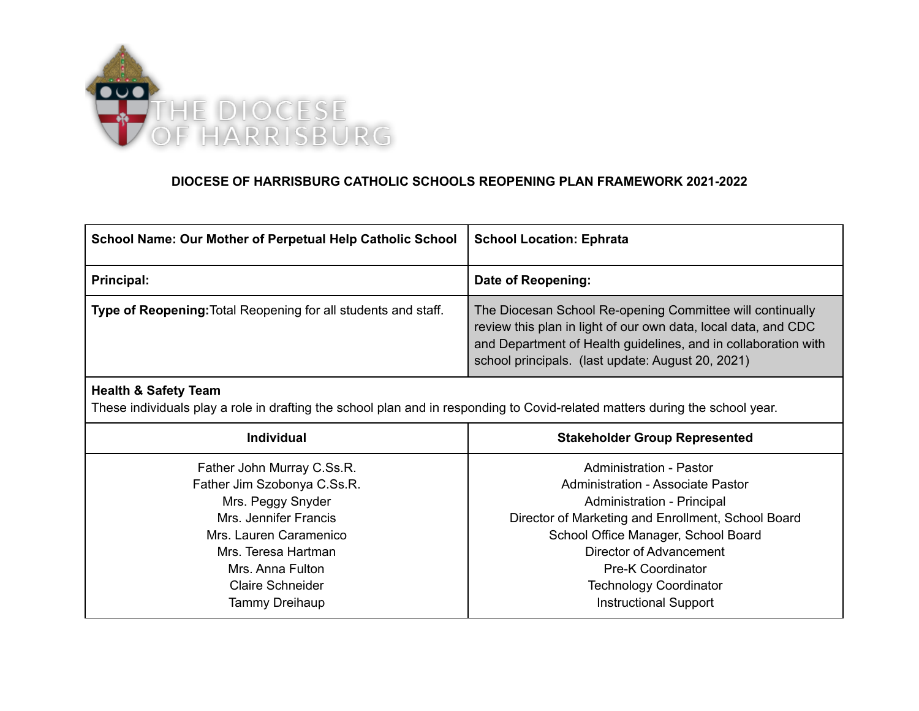THE DIOCESE OF HARRISBURG

**DIOCESE OF HARRISBURG CATHOLIC SCHOOLS REOPENING PLAN FRAMEWORK 2021-2022**

| **School Name: Our Mother of Perpetual Help Catholic School** | **School Location: Ephrata** |
|---|---|
| **Principal:** | **Date of Reopening:** |
| **Type of Reopening:** Total Reopening for all students and staff. | The Diocesan School Re-opening Committee will continually review this plan in light of our own data, local data, and CDC and Department of Health guidelines, and in collaboration with school principals. (last update: August 20, 2021) |

**Health & Safety Team**
These individuals play a role in drafting the school plan and in responding to Covid-related matters during the school year.

| Individual | Stakeholder Group Represented |
|---|---|
| Father John Murray C.Ss.R. | Administration - Pastor |
| Father Jim Szobonya C.Ss.R. | Administration - Associate Pastor |
| Mrs. Peggy Snyder | Administration - Principal |
| Mrs. Jennifer Francis | Director of Marketing and Enrollment, School Board |
| Mrs. Lauren Caramenico | School Office Manager, School Board |
| Mrs. Teresa Hartman | Director of Advancement |
| Mrs. Anna Fulton | Pre-K Coordinator |
| Claire Schneider | Technology Coordinator |
| Tammy Dreihaup | Instructional Support |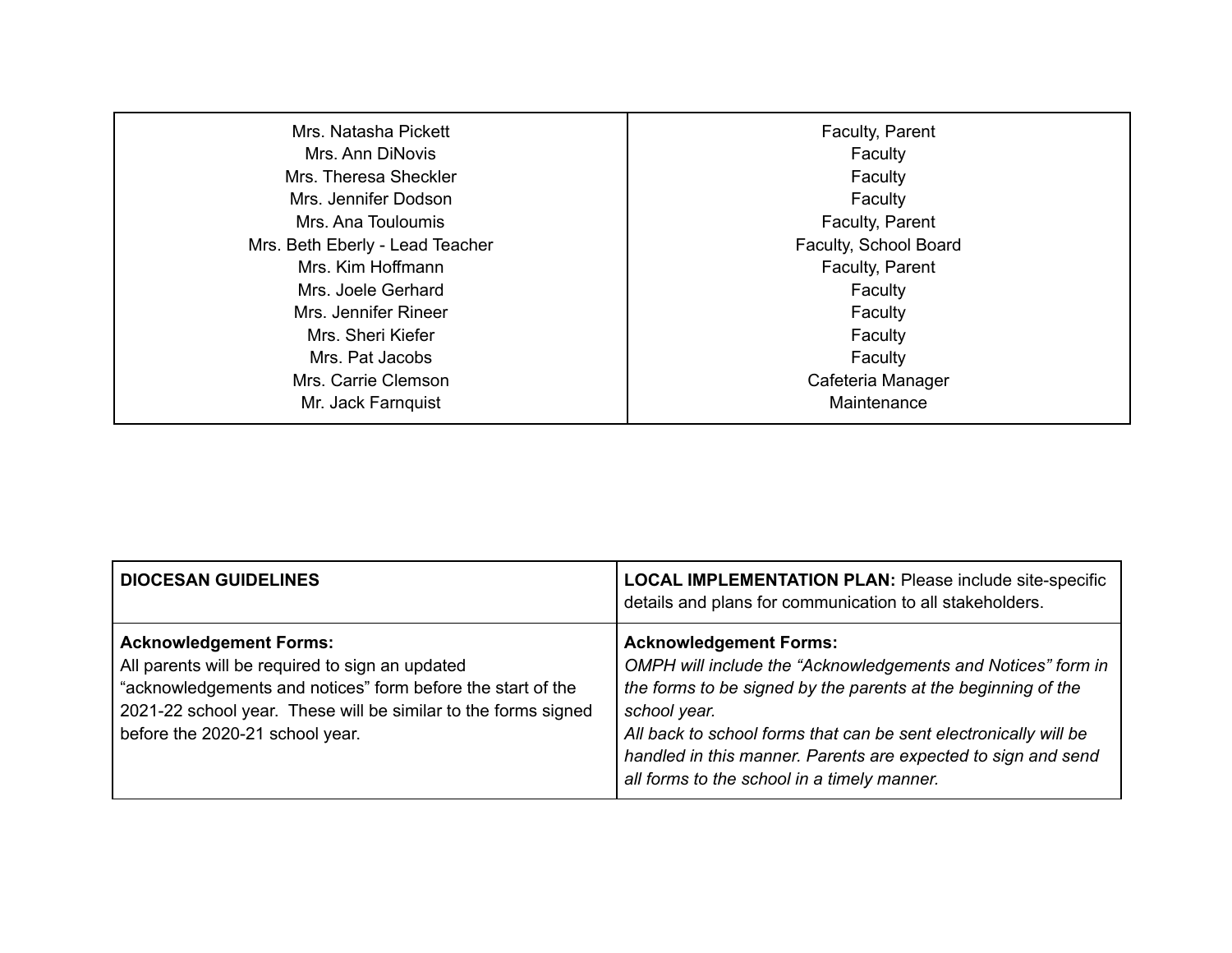| | |
|---|---|
| Mrs. Natasha Pickett | Faculty, Parent |
| Mrs. Ann DiNovis | Faculty |
| Mrs. Theresa Sheckler | Faculty |
| Mrs. Jennifer Dodson | Faculty |
| Mrs. Ana Touloumis | Faculty, Parent |
| Mrs. Beth Eberly - Lead Teacher | Faculty, School Board |
| Mrs. Kim Hoffmann | Faculty, Parent |
| Mrs. Joele Gerhard | Faculty |
| Mrs. Jennifer Rineer | Faculty |
| Mrs. Sheri Kiefer | Faculty |
| Mrs. Pat Jacobs | Faculty |
| Mrs. Carrie Clemson | Cafeteria Manager |
| Mr. Jack Farnquist | Maintenance |

| **DIOCESAN GUIDELINES** | **LOCAL IMPLEMENTATION PLAN:** Please include site-specific details and plans for communication to all stakeholders. |
|---|---|
| **Acknowledgement Forms:**<br>All parents will be required to sign an updated "acknowledgements and notices" form before the start of the 2021-22 school year. These will be similar to the forms signed before the 2020-21 school year. | **Acknowledgement Forms:**<br>*OMPH will include the "Acknowledgements and Notices" form in the forms to be signed by the parents at the beginning of the school year.*<br>*All back to school forms that can be sent electronically will be handled in this manner. Parents are expected to sign and send all forms to the school in a timely manner.* |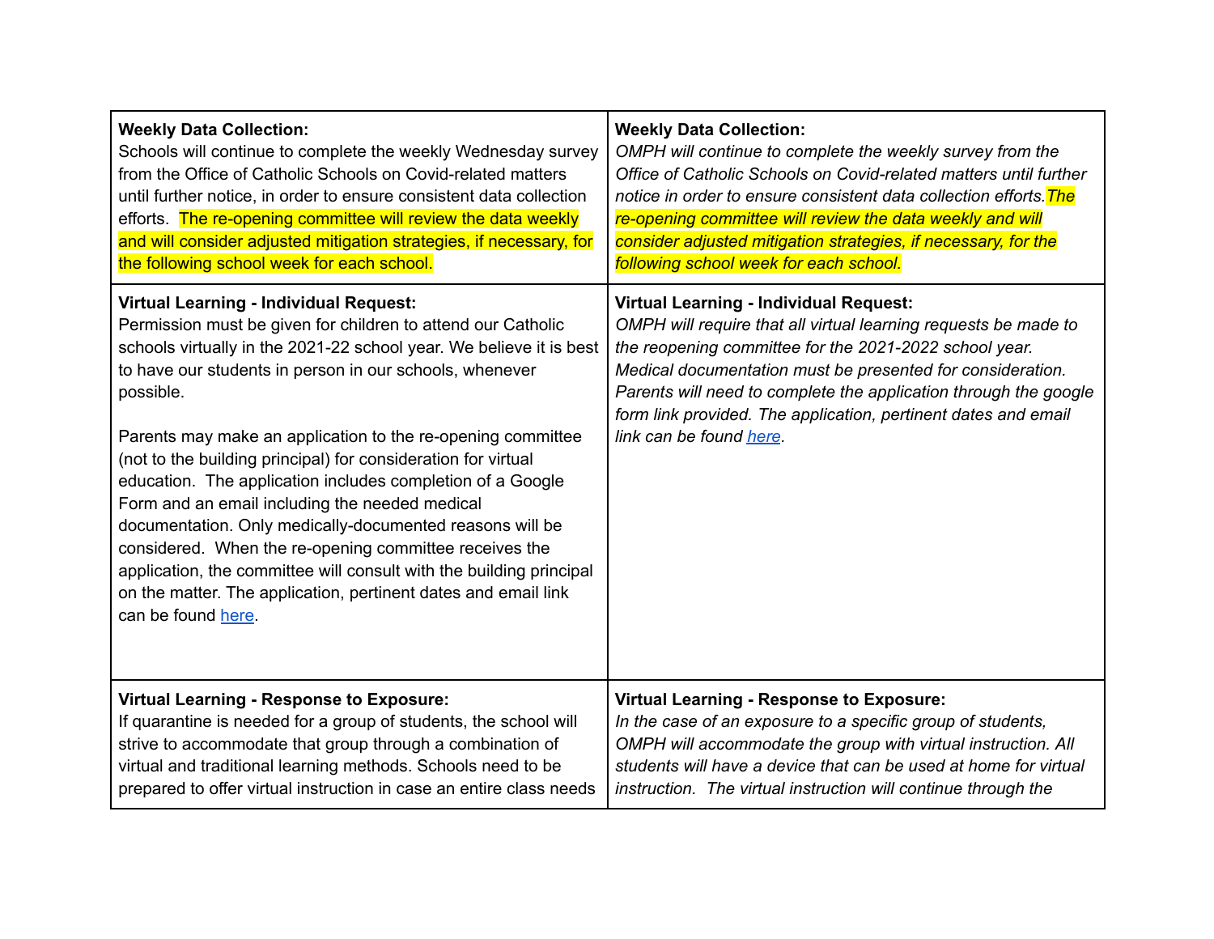| | |
|---|---|
| **Weekly Data Collection:**<br>Schools will continue to complete the weekly Wednesday survey from the Office of Catholic Schools on Covid-related matters until further notice, in order to ensure consistent data collection efforts. The re-opening committee will review the data weekly and will consider adjusted mitigation strategies, if necessary, for the following school week for each school. | **Weekly Data Collection:**<br>*OMPH will continue to complete the weekly survey from the Office of Catholic Schools on Covid-related matters until further notice in order to ensure consistent data collection efforts. The re-opening committee will review the data weekly and will consider adjusted mitigation strategies, if necessary, for the following school week for each school.* |
| **Virtual Learning - Individual Request:**<br>Permission must be given for children to attend our Catholic schools virtually in the 2021-22 school year. We believe it is best to have our students in person in our schools, whenever possible.<br><br>Parents may make an application to the re-opening committee (not to the building principal) for consideration for virtual education. The application includes completion of a Google Form and an email including the needed medical documentation. Only medically-documented reasons will be considered. When the re-opening committee receives the application, the committee will consult with the building principal on the matter. The application, pertinent dates and email link can be found here. | **Virtual Learning - Individual Request:**<br>*OMPH will require that all virtual learning requests be made to the reopening committee for the 2021-2022 school year. Medical documentation must be presented for consideration. Parents will need to complete the application through the google form link provided. The application, pertinent dates and email link can be found here.* |
| **Virtual Learning - Response to Exposure:**<br>If quarantine is needed for a group of students, the school will strive to accommodate that group through a combination of virtual and traditional learning methods. Schools need to be prepared to offer virtual instruction in case an entire class needs | **Virtual Learning - Response to Exposure:**<br>*In the case of an exposure to a specific group of students, OMPH will accommodate the group with virtual instruction. All students will have a device that can be used at home for virtual instruction. The virtual instruction will continue through the* |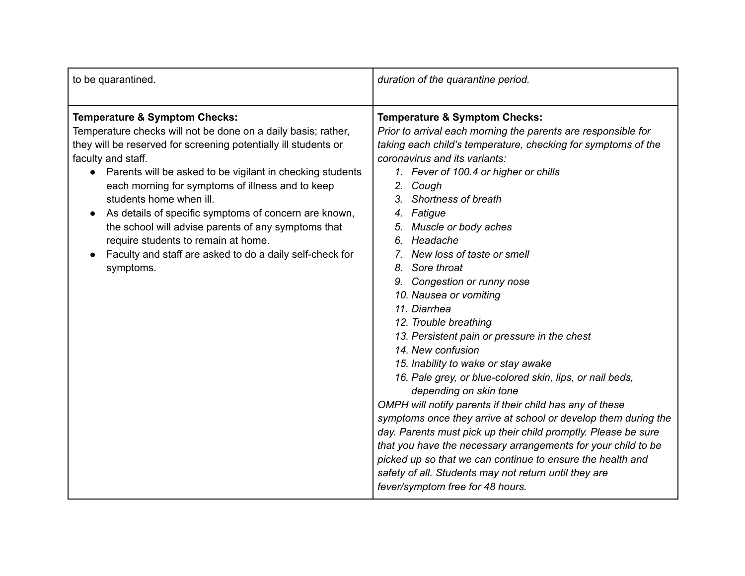| to be quarantined. | *duration of the quarantine period.* |
|---|---|
| **Temperature & Symptom Checks:**<br>Temperature checks will not be done on a daily basis; rather, they will be reserved for screening potentially ill students or faculty and staff.<br>● Parents will be asked to be vigilant in checking students each morning for symptoms of illness and to keep students home when ill.<br>● As details of specific symptoms of concern are known, the school will advise parents of any symptoms that require students to remain at home.<br>● Faculty and staff are asked to do a daily self-check for symptoms. | **Temperature & Symptom Checks:**<br>*Prior to arrival each morning the parents are responsible for taking each child's temperature, checking for symptoms of the coronavirus and its variants:*<br>*1. Fever of 100.4 or higher or chills*<br>*2. Cough*<br>*3. Shortness of breath*<br>*4. Fatigue*<br>*5. Muscle or body aches*<br>*6. Headache*<br>*7. New loss of taste or smell*<br>*8. Sore throat*<br>*9. Congestion or runny nose*<br>*10. Nausea or vomiting*<br>*11. Diarrhea*<br>*12. Trouble breathing*<br>*13. Persistent pain or pressure in the chest*<br>*14. New confusion*<br>*15. Inability to wake or stay awake*<br>*16. Pale grey, or blue-colored skin, lips, or nail beds, depending on skin tone*<br>*OMPH will notify parents if their child has any of these symptoms once they arrive at school or develop them during the day. Parents must pick up their child promptly. Please be sure that you have the necessary arrangements for your child to be picked up so that we can continue to ensure the health and safety of all. Students may not return until they are fever/symptom free for 48 hours.* |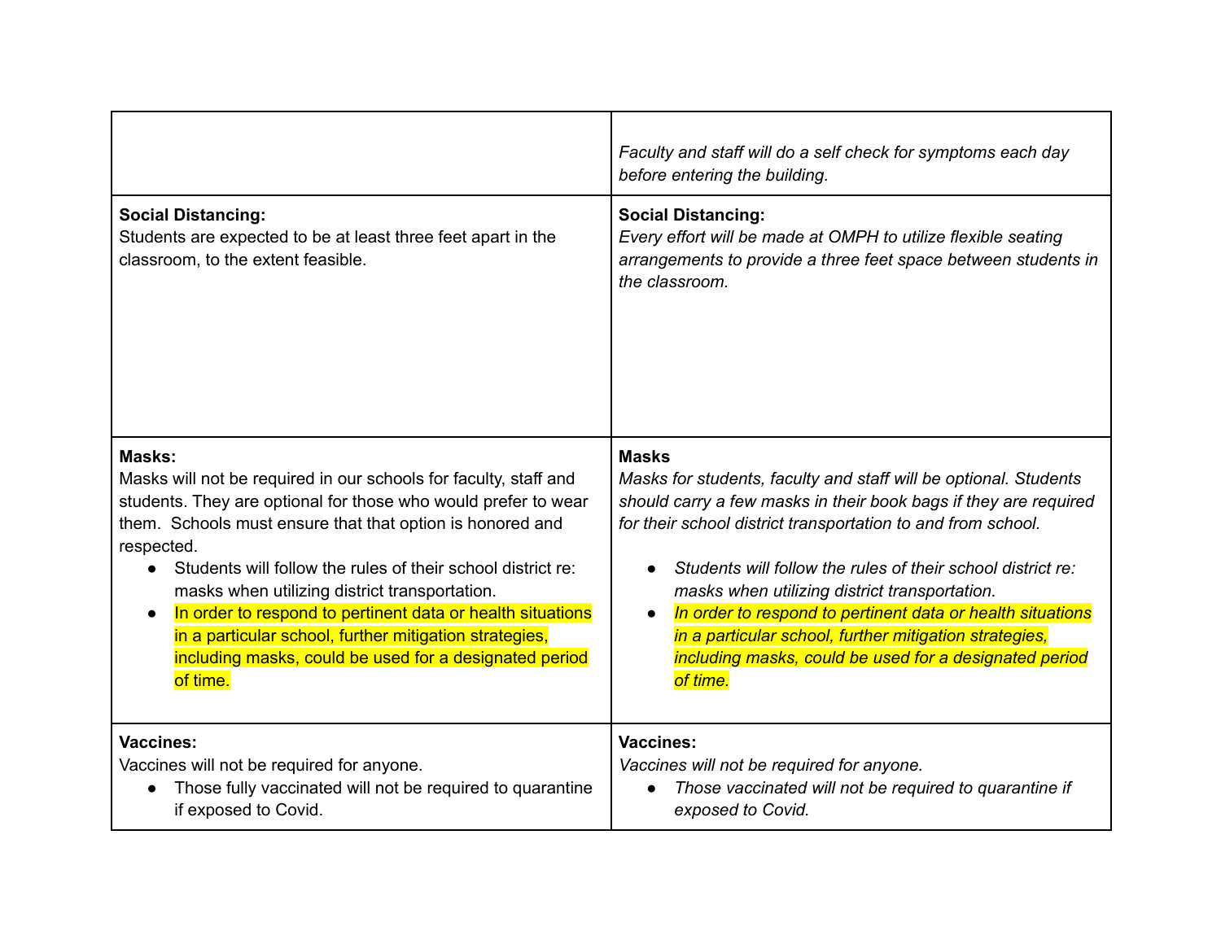| | |
|---|---|
| | *Faculty and staff will do a self check for symptoms each day before entering the building.* |
| **Social Distancing:**<br>Students are expected to be at least three feet apart in the classroom, to the extent feasible. | **Social Distancing:**<br>*Every effort will be made at OMPH to utilize flexible seating arrangements to provide a three feet space between students in the classroom.* |
| **Masks:**<br>Masks will not be required in our schools for faculty, staff and students. They are optional for those who would prefer to wear them. Schools must ensure that that option is honored and respected.<br>● Students will follow the rules of their school district re: masks when utilizing district transportation.<br>● In order to respond to pertinent data or health situations in a particular school, further mitigation strategies, including masks, could be used for a designated period of time. | **Masks**<br>*Masks for students, faculty and staff will be optional. Students should carry a few masks in their book bags if they are required for their school district transportation to and from school.*<br>● *Students will follow the rules of their school district re: masks when utilizing district transportation.*<br>● *In order to respond to pertinent data or health situations in a particular school, further mitigation strategies, including masks, could be used for a designated period of time.* |
| **Vaccines:**<br>Vaccines will not be required for anyone.<br>● Those fully vaccinated will not be required to quarantine if exposed to Covid. | **Vaccines:**<br>*Vaccines will not be required for anyone.*<br>● *Those vaccinated will not be required to quarantine if exposed to Covid.* |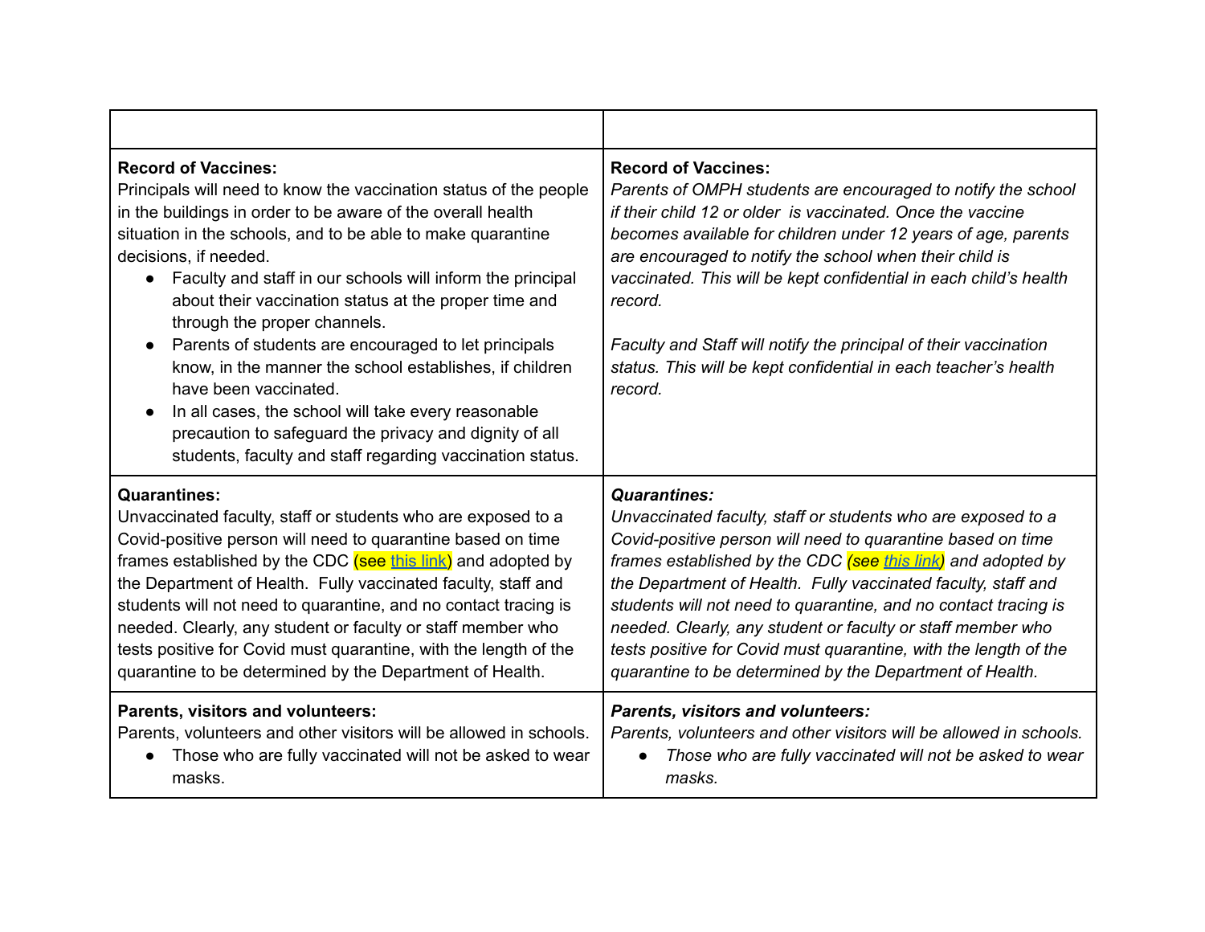| | |
|---|---|
| **Record of Vaccines:**<br>Principals will need to know the vaccination status of the people in the buildings in order to be aware of the overall health situation in the schools, and to be able to make quarantine decisions, if needed.<br>● Faculty and staff in our schools will inform the principal about their vaccination status at the proper time and through the proper channels.<br>● Parents of students are encouraged to let principals know, in the manner the school establishes, if children have been vaccinated.<br>● In all cases, the school will take every reasonable precaution to safeguard the privacy and dignity of all students, faculty and staff regarding vaccination status. | **Record of Vaccines:**<br>*Parents of OMPH students are encouraged to notify the school if their child 12 or older is vaccinated. Once the vaccine becomes available for children under 12 years of age, parents are encouraged to notify the school when their child is vaccinated. This will be kept confidential in each child's health record.*<br><br>*Faculty and Staff will notify the principal of their vaccination status. This will be kept confidential in each teacher's health record.* |
| **Quarantines:**<br>Unvaccinated faculty, staff or students who are exposed to a Covid-positive person will need to quarantine based on time frames established by the CDC (see this link) and adopted by the Department of Health. Fully vaccinated faculty, staff and students will not need to quarantine, and no contact tracing is needed. Clearly, any student or faculty or staff member who tests positive for Covid must quarantine, with the length of the quarantine to be determined by the Department of Health. | ***Quarantines:***<br>*Unvaccinated faculty, staff or students who are exposed to a Covid-positive person will need to quarantine based on time frames established by the CDC (see this link) and adopted by the Department of Health. Fully vaccinated faculty, staff and students will not need to quarantine, and no contact tracing is needed. Clearly, any student or faculty or staff member who tests positive for Covid must quarantine, with the length of the quarantine to be determined by the Department of Health.* |
| **Parents, visitors and volunteers:**<br>Parents, volunteers and other visitors will be allowed in schools.<br>● Those who are fully vaccinated will not be asked to wear masks. | ***Parents, visitors and volunteers:***<br>*Parents, volunteers and other visitors will be allowed in schools.*<br>● *Those who are fully vaccinated will not be asked to wear masks.* |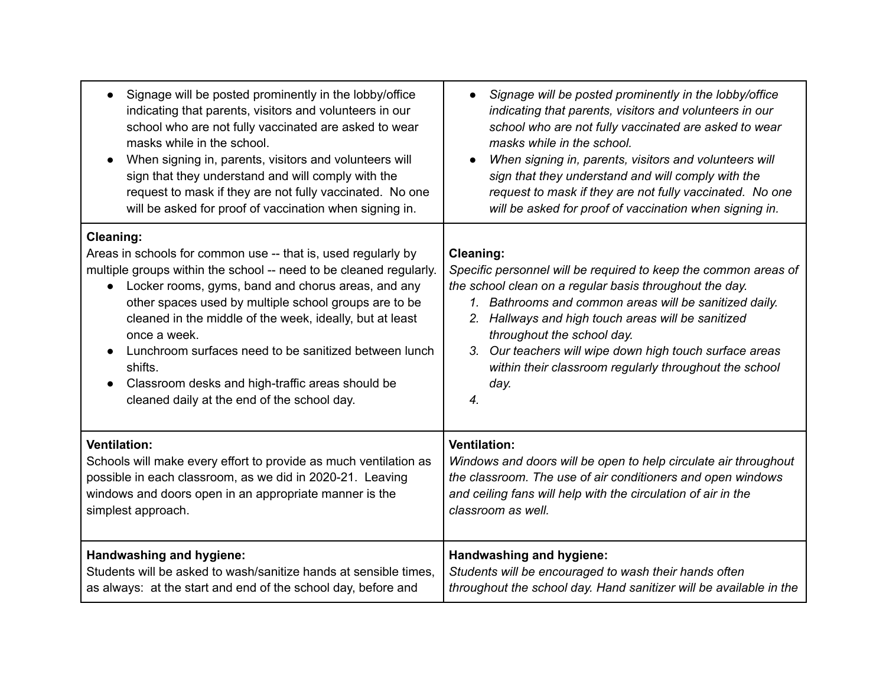| | |
|---|---|
| • Signage will be posted prominently in the lobby/office indicating that parents, visitors and volunteers in our school who are not fully vaccinated are asked to wear masks while in the school.<br>• When signing in, parents, visitors and volunteers will sign that they understand and will comply with the request to mask if they are not fully vaccinated. No one will be asked for proof of vaccination when signing in. | • *Signage will be posted prominently in the lobby/office indicating that parents, visitors and volunteers in our school who are not fully vaccinated are asked to wear masks while in the school.*<br>• *When signing in, parents, visitors and volunteers will sign that they understand and will comply with the request to mask if they are not fully vaccinated. No one will be asked for proof of vaccination when signing in.* |
| **Cleaning:**<br>Areas in schools for common use -- that is, used regularly by multiple groups within the school -- need to be cleaned regularly.<br>• Locker rooms, gyms, band and chorus areas, and any other spaces used by multiple school groups are to be cleaned in the middle of the week, ideally, but at least once a week.<br>• Lunchroom surfaces need to be sanitized between lunch shifts.<br>• Classroom desks and high-traffic areas should be cleaned daily at the end of the school day. | **Cleaning:**<br>*Specific personnel will be required to keep the common areas of the school clean on a regular basis throughout the day.*<br>*1. Bathrooms and common areas will be sanitized daily.*<br>*2. Hallways and high touch areas will be sanitized throughout the school day.*<br>*3. Our teachers will wipe down high touch surface areas within their classroom regularly throughout the school day.*<br>*4.* |
| **Ventilation:**<br>Schools will make every effort to provide as much ventilation as possible in each classroom, as we did in 2020-21. Leaving windows and doors open in an appropriate manner is the simplest approach. | **Ventilation:**<br>*Windows and doors will be open to help circulate air throughout the classroom. The use of air conditioners and open windows and ceiling fans will help with the circulation of air in the classroom as well.* |
| **Handwashing and hygiene:**<br>Students will be asked to wash/sanitize hands at sensible times, as always: at the start and end of the school day, before and | **Handwashing and hygiene:**<br>*Students will be encouraged to wash their hands often throughout the school day. Hand sanitizer will be available in the* |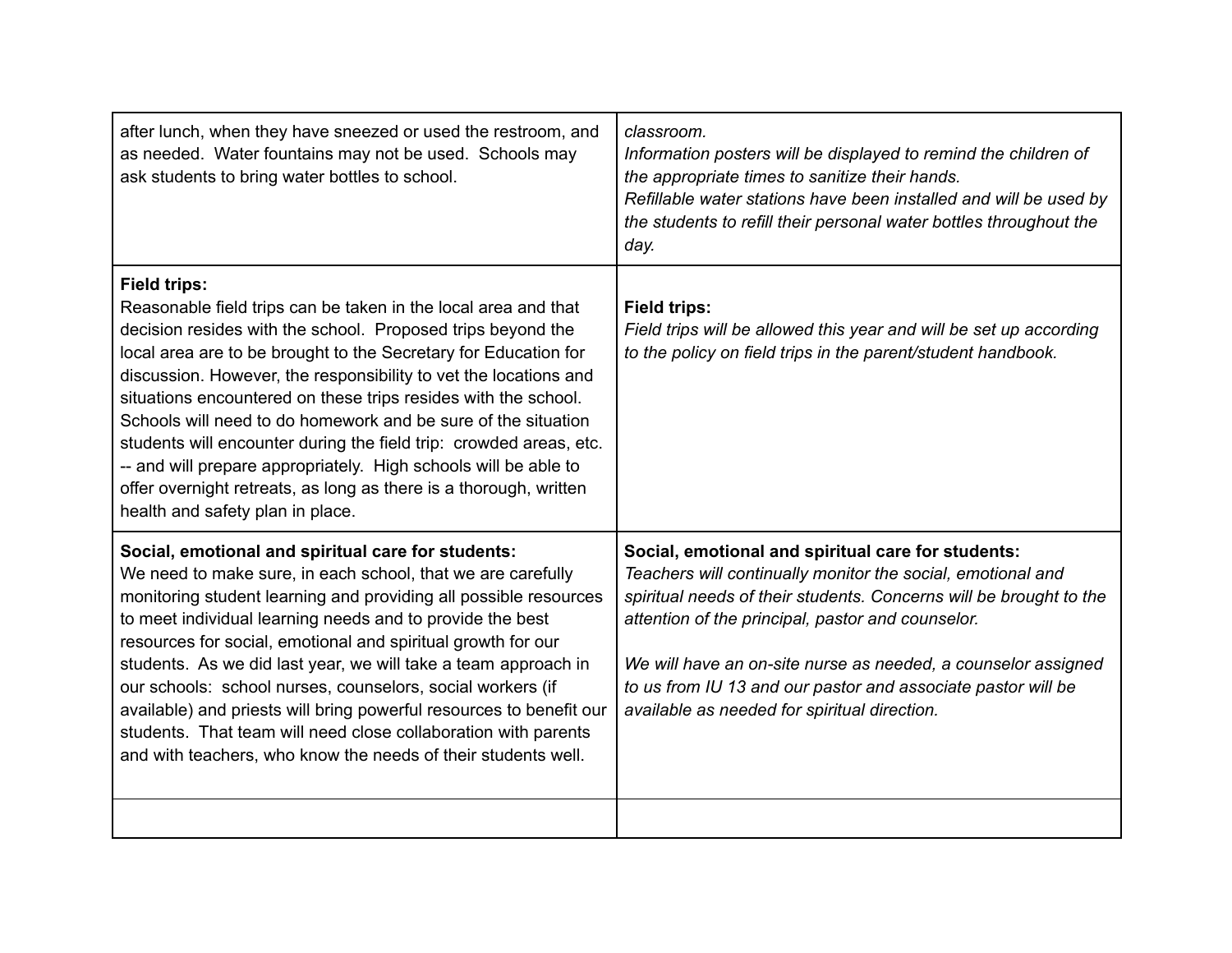| | |
|---|---|
| after lunch, when they have sneezed or used the restroom, and as needed. Water fountains may not be used. Schools may ask students to bring water bottles to school. | *classroom.*<br>*Information posters will be displayed to remind the children of the appropriate times to sanitize their hands.*<br>*Refillable water stations have been installed and will be used by the students to refill their personal water bottles throughout the day.* |
| **Field trips:**<br>Reasonable field trips can be taken in the local area and that decision resides with the school. Proposed trips beyond the local area are to be brought to the Secretary for Education for discussion. However, the responsibility to vet the locations and situations encountered on these trips resides with the school. Schools will need to do homework and be sure of the situation students will encounter during the field trip: crowded areas, etc. -- and will prepare appropriately. High schools will be able to offer overnight retreats, as long as there is a thorough, written health and safety plan in place. | **Field trips:**<br>*Field trips will be allowed this year and will be set up according to the policy on field trips in the parent/student handbook.* |
| **Social, emotional and spiritual care for students:**<br>We need to make sure, in each school, that we are carefully monitoring student learning and providing all possible resources to meet individual learning needs and to provide the best resources for social, emotional and spiritual growth for our students. As we did last year, we will take a team approach in our schools: school nurses, counselors, social workers (if available) and priests will bring powerful resources to benefit our students. That team will need close collaboration with parents and with teachers, who know the needs of their students well. | **Social, emotional and spiritual care for students:**<br>*Teachers will continually monitor the social, emotional and spiritual needs of their students. Concerns will be brought to the attention of the principal, pastor and counselor.*<br><br>*We will have an on-site nurse as needed, a counselor assigned to us from IU 13 and our pastor and associate pastor will be available as needed for spiritual direction.* |
| | |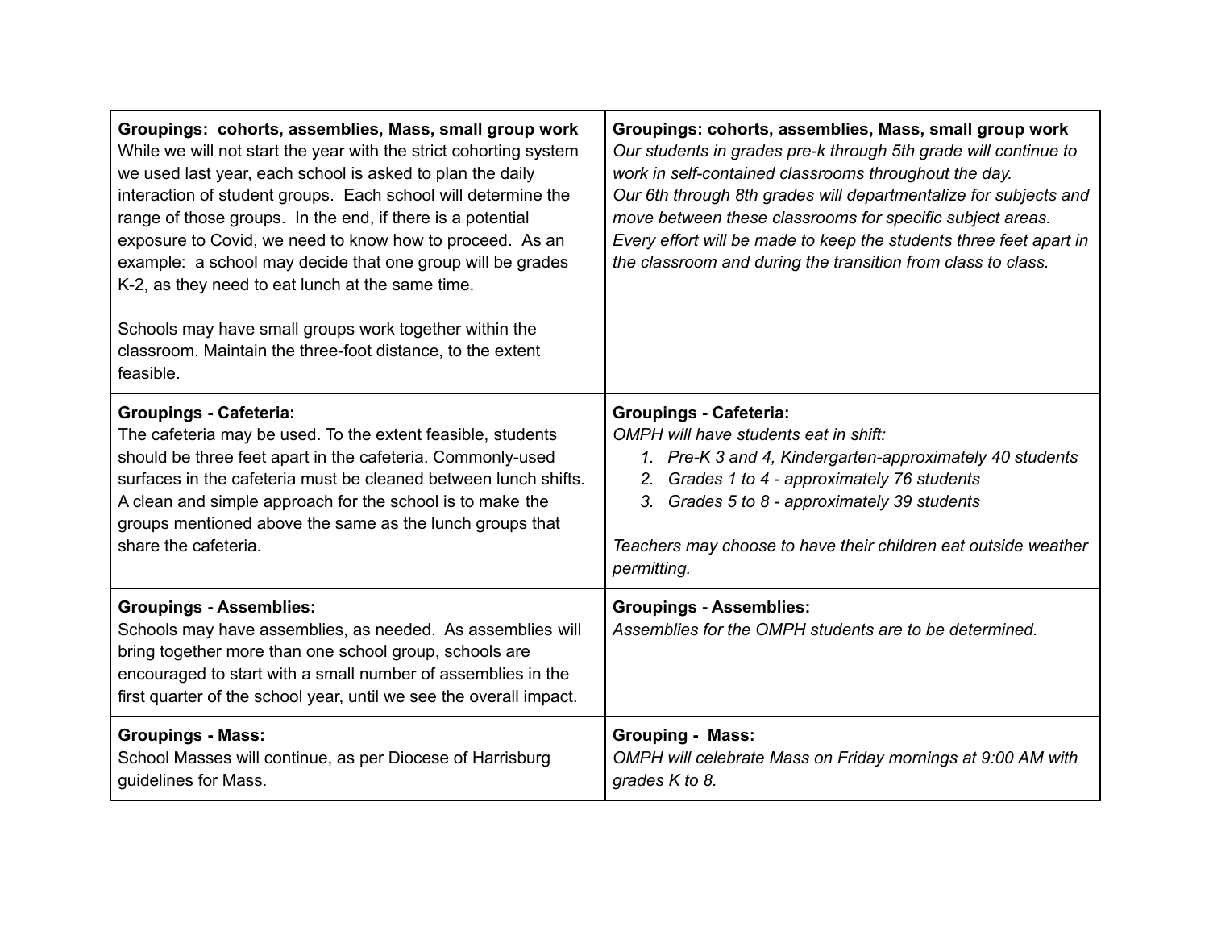| | |
|---|---|
| **Groupings: cohorts, assemblies, Mass, small group work**<br>While we will not start the year with the strict cohorting system we used last year, each school is asked to plan the daily interaction of student groups. Each school will determine the range of those groups. In the end, if there is a potential exposure to Covid, we need to know how to proceed. As an example: a school may decide that one group will be grades K-2, as they need to eat lunch at the same time.<br><br>Schools may have small groups work together within the classroom. Maintain the three-foot distance, to the extent feasible. | **Groupings: cohorts, assemblies, Mass, small group work**<br>*Our students in grades pre-k through 5th grade will continue to work in self-contained classrooms throughout the day.*<br>*Our 6th through 8th grades will departmentalize for subjects and move between these classrooms for specific subject areas.*<br>*Every effort will be made to keep the students three feet apart in the classroom and during the transition from class to class.* |
| **Groupings - Cafeteria:**<br>The cafeteria may be used. To the extent feasible, students should be three feet apart in the cafeteria. Commonly-used surfaces in the cafeteria must be cleaned between lunch shifts. A clean and simple approach for the school is to make the groups mentioned above the same as the lunch groups that share the cafeteria. | **Groupings - Cafeteria:**<br>*OMPH will have students eat in shift:*<br>1. *Pre-K 3 and 4, Kindergarten-approximately 40 students*<br>2. *Grades 1 to 4 - approximately 76 students*<br>3. *Grades 5 to 8 - approximately 39 students*<br><br>*Teachers may choose to have their children eat outside weather permitting.* |
| **Groupings - Assemblies:**<br>Schools may have assemblies, as needed. As assemblies will bring together more than one school group, schools are encouraged to start with a small number of assemblies in the first quarter of the school year, until we see the overall impact. | **Groupings - Assemblies:**<br>*Assemblies for the OMPH students are to be determined.* |
| **Groupings - Mass:**<br>School Masses will continue, as per Diocese of Harrisburg guidelines for Mass. | **Grouping - Mass:**<br>*OMPH will celebrate Mass on Friday mornings at 9:00 AM with grades K to 8.* |